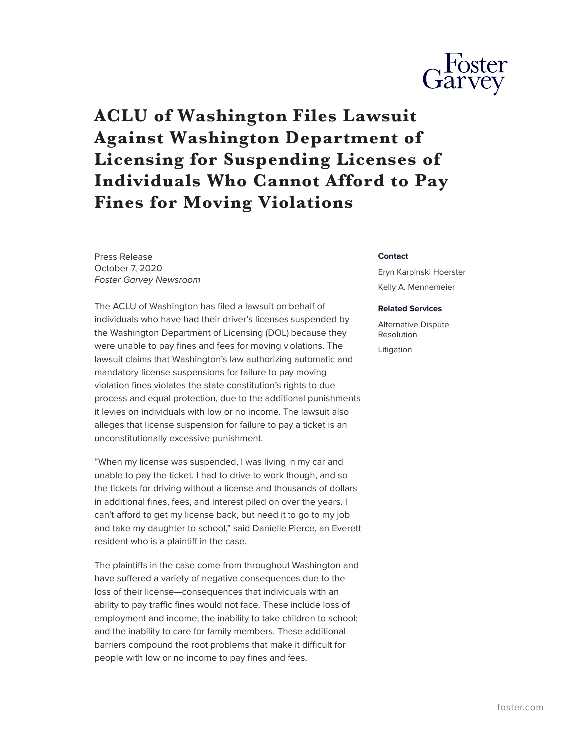# ACLU of Washington Files Lawsuit Against Washington Department of Licensing for Suspending Licenses of Individuals Who Cannot Afford to Pay Fines for Moving Violations

Press Release
October 7, 2020
*Foster Garvey Newsroom*

The ACLU of Washington has filed a lawsuit on behalf of individuals who have had their driver's licenses suspended by the Washington Department of Licensing (DOL) because they were unable to pay fines and fees for moving violations. The lawsuit claims that Washington's law authorizing automatic and mandatory license suspensions for failure to pay moving violation fines violates the state constitution's rights to due process and equal protection, due to the additional punishments it levies on individuals with low or no income. The lawsuit also alleges that license suspension for failure to pay a ticket is an unconstitutionally excessive punishment.

"When my license was suspended, I was living in my car and unable to pay the ticket. I had to drive to work though, and so the tickets for driving without a license and thousands of dollars in additional fines, fees, and interest piled on over the years. I can't afford to get my license back, but need it to go to my job and take my daughter to school," said Danielle Pierce, an Everett resident who is a plaintiff in the case.

The plaintiffs in the case come from throughout Washington and have suffered a variety of negative consequences due to the loss of their license—consequences that individuals with an ability to pay traffic fines would not face. These include loss of employment and income; the inability to take children to school; and the inability to care for family members. These additional barriers compound the root problems that make it difficult for people with low or no income to pay fines and fees.

**Contact**

Eryn Karpinski Hoerster

Kelly A. Mennemeier

**Related Services**

Alternative Dispute Resolution

Litigation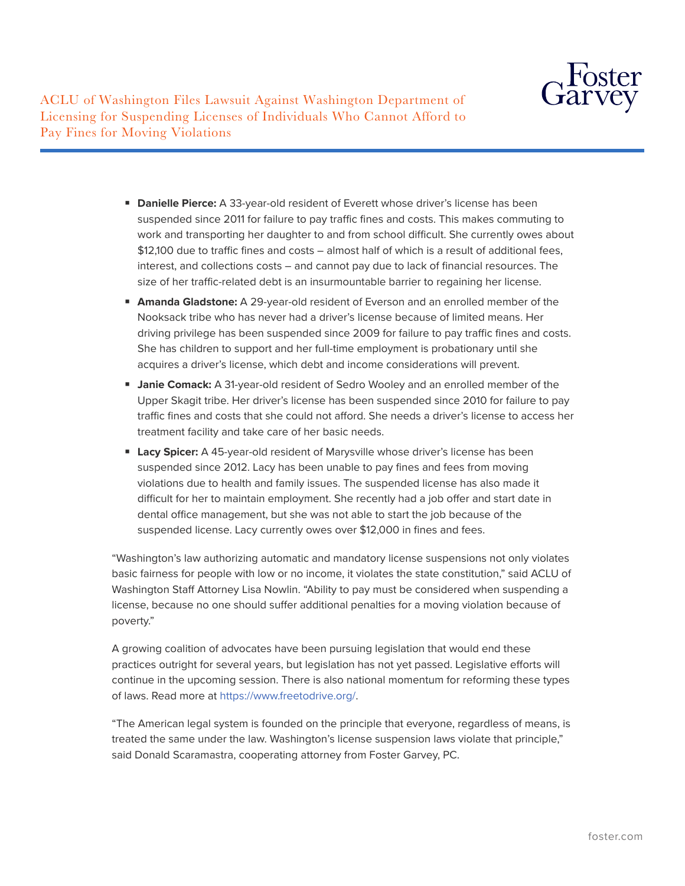- **Danielle Pierce:** A 33-year-old resident of Everett whose driver's license has been suspended since 2011 for failure to pay traffic fines and costs. This makes commuting to work and transporting her daughter to and from school difficult. She currently owes about $12,100 due to traffic fines and costs – almost half of which is a result of additional fees, interest, and collections costs – and cannot pay due to lack of financial resources. The size of her traffic-related debt is an insurmountable barrier to regaining her license.
- **Amanda Gladstone:** A 29-year-old resident of Everson and an enrolled member of the Nooksack tribe who has never had a driver's license because of limited means. Her driving privilege has been suspended since 2009 for failure to pay traffic fines and costs. She has children to support and her full-time employment is probationary until she acquires a driver's license, which debt and income considerations will prevent.
- **Janie Comack:** A 31-year-old resident of Sedro Wooley and an enrolled member of the Upper Skagit tribe. Her driver's license has been suspended since 2010 for failure to pay traffic fines and costs that she could not afford. She needs a driver's license to access her treatment facility and take care of her basic needs.
- **Lacy Spicer:** A 45-year-old resident of Marysville whose driver's license has been suspended since 2012. Lacy has been unable to pay fines and fees from moving violations due to health and family issues. The suspended license has also made it difficult for her to maintain employment. She recently had a job offer and start date in dental office management, but she was not able to start the job because of the suspended license. Lacy currently owes over $12,000 in fines and fees.

"Washington's law authorizing automatic and mandatory license suspensions not only violates basic fairness for people with low or no income, it violates the state constitution," said ACLU of Washington Staff Attorney Lisa Nowlin. "Ability to pay must be considered when suspending a license, because no one should suffer additional penalties for a moving violation because of poverty."

A growing coalition of advocates have been pursuing legislation that would end these practices outright for several years, but legislation has not yet passed. Legislative efforts will continue in the upcoming session. There is also national momentum for reforming these types of laws. Read more at https://www.freetodrive.org/.

"The American legal system is founded on the principle that everyone, regardless of means, is treated the same under the law. Washington's license suspension laws violate that principle," said Donald Scaramastra, cooperating attorney from Foster Garvey, PC.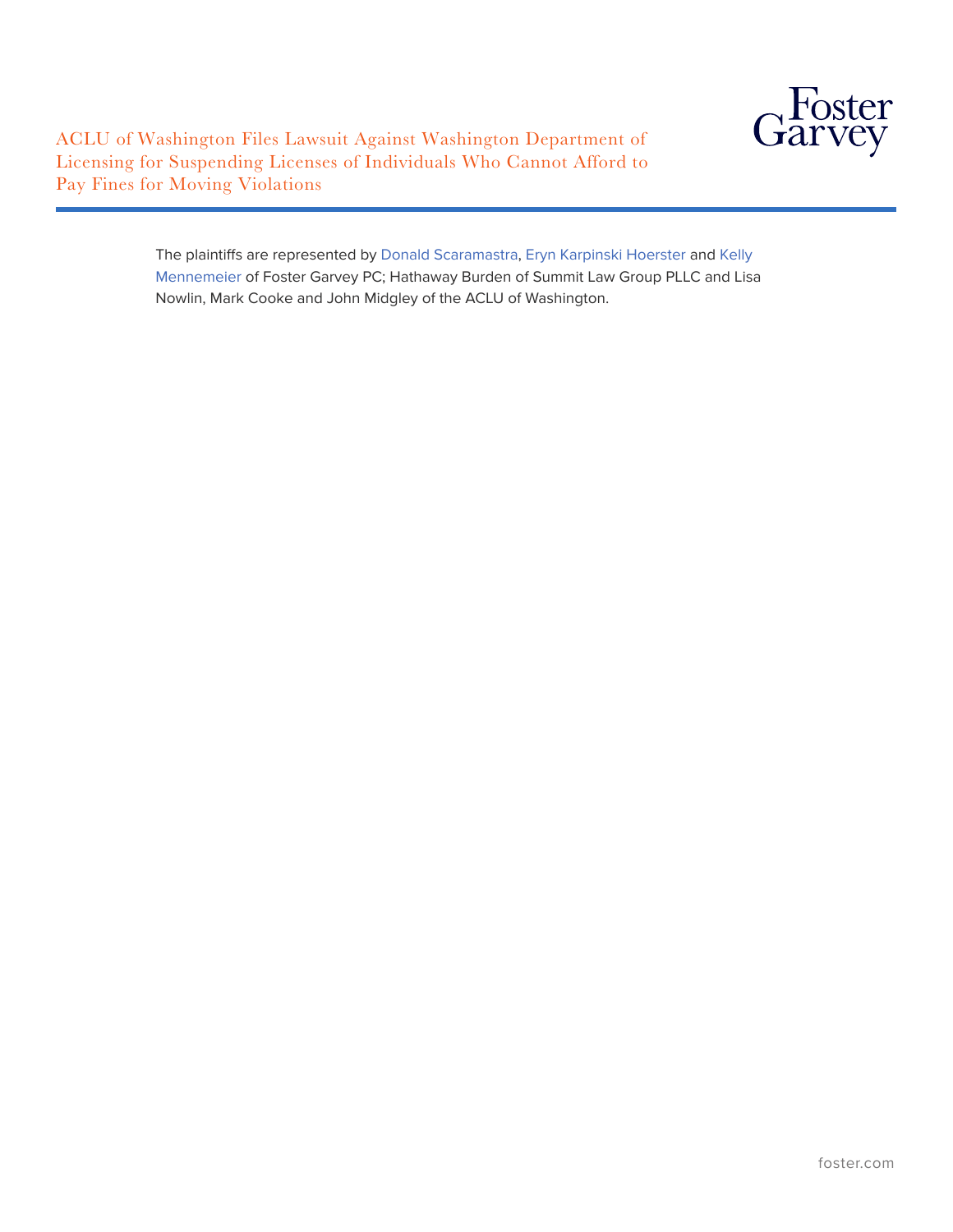The plaintiffs are represented by Donald Scaramastra, Eryn Karpinski Hoerster and Kelly Mennemeier of Foster Garvey PC; Hathaway Burden of Summit Law Group PLLC and Lisa Nowlin, Mark Cooke and John Midgley of the ACLU of Washington.